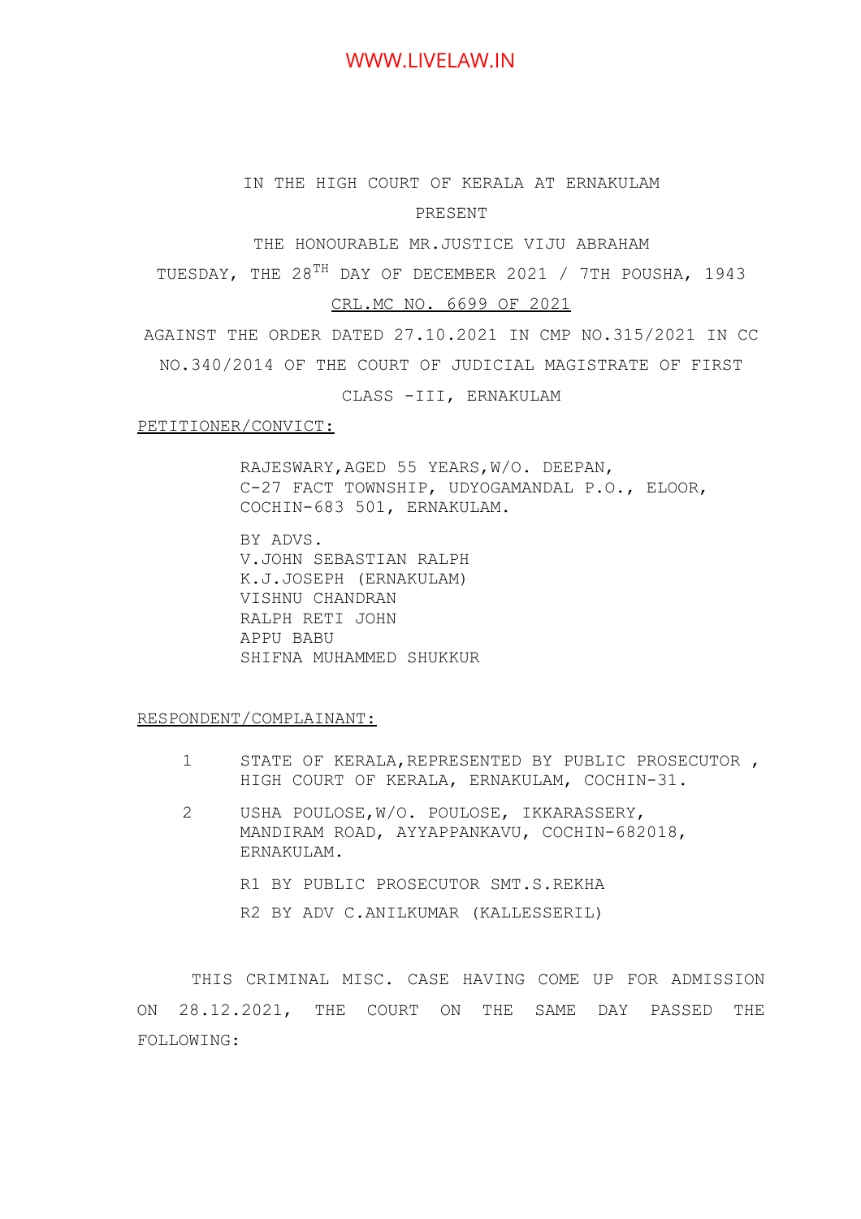IN THE HIGH COURT OF KERALA AT ERNAKULAM

PRESENT

THE HONOURABLE MR.JUSTICE VIJU ABRAHAM

TUESDAY, THE 28TH DAY OF DECEMBER 2021 / 7TH POUSHA, 1943

CRL.MC NO. 6699 OF 2021

AGAINST THE ORDER DATED 27.10.2021 IN CMP NO.315/2021 IN CC NO.340/2014 OF THE COURT OF JUDICIAL MAGISTRATE OF FIRST CLASS -III, ERNAKULAM

PETITIONER/CONVICT:

> RAJESWARY,AGED 55 YEARS,W/O. DEEPAN,
> C-27 FACT TOWNSHIP, UDYOGAMANDAL P.O., ELOOR,
> COCHIN-683 501, ERNAKULAM.
>
> BY ADVS.
> V.JOHN SEBASTIAN RALPH
> K.J.JOSEPH (ERNAKULAM)
> VISHNU CHANDRAN
> RALPH RETI JOHN
> APPU BABU
> SHIFNA MUHAMMED SHUKKUR

RESPONDENT/COMPLAINANT:

1. STATE OF KERALA,REPRESENTED BY PUBLIC PROSECUTOR , HIGH COURT OF KERALA, ERNAKULAM, COCHIN-31.
2. USHA POULOSE,W/O. POULOSE, IKKARASSERY, MANDIRAM ROAD, AYYAPPANKAVU, COCHIN-682018, ERNAKULAM.

> R1 BY PUBLIC PROSECUTOR SMT.S.REKHA
>
> R2 BY ADV C.ANILKUMAR (KALLESSERIL)

THIS CRIMINAL MISC. CASE HAVING COME UP FOR ADMISSION ON 28.12.2021, THE COURT ON THE SAME DAY PASSED THE FOLLOWING: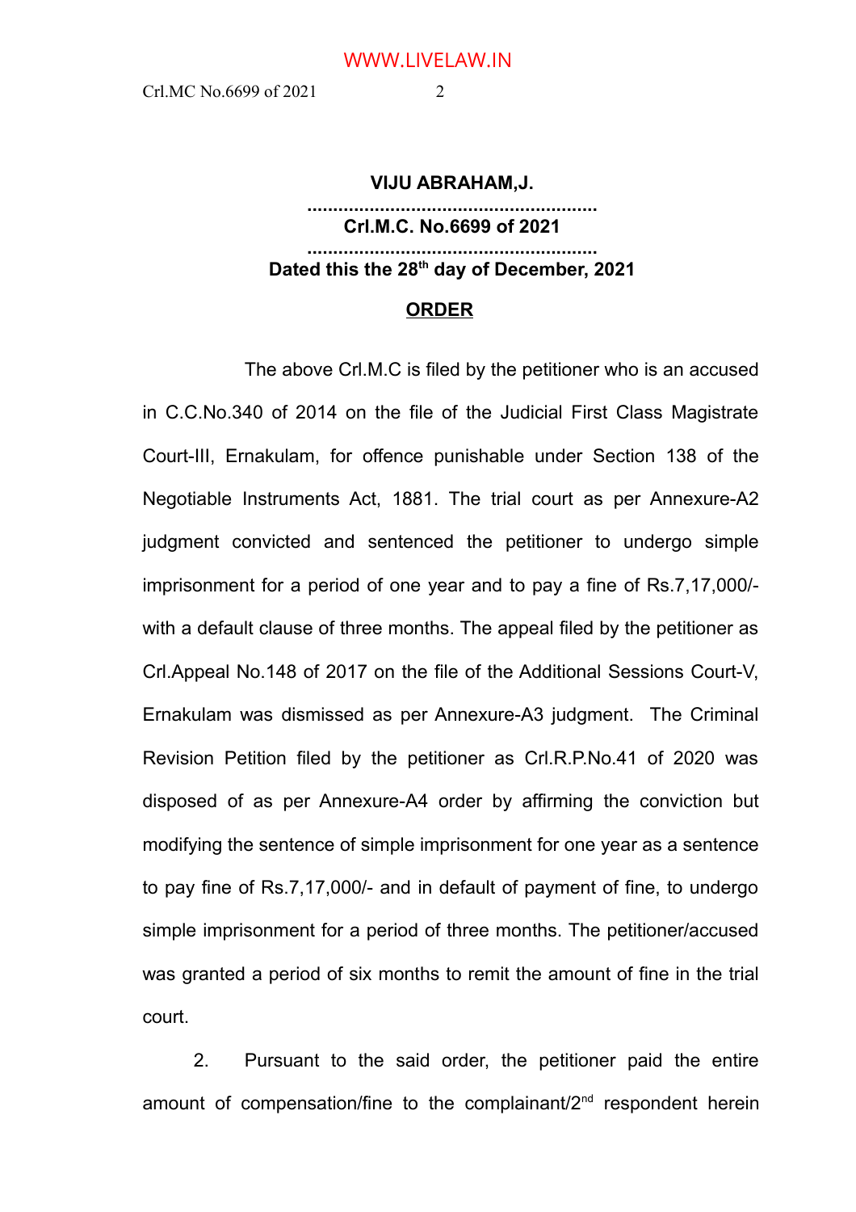**VIJU ABRAHAM,J.**

**.......................................................**

**Crl.M.C. No.6699 of 2021**

**.......................................................**

**Dated this the 28th day of December, 2021**

**ORDER**

The above Crl.M.C is filed by the petitioner who is an accused in C.C.No.340 of 2014 on the file of the Judicial First Class Magistrate Court-III, Ernakulam, for offence punishable under Section 138 of the Negotiable Instruments Act, 1881. The trial court as per Annexure-A2 judgment convicted and sentenced the petitioner to undergo simple imprisonment for a period of one year and to pay a fine of Rs.7,17,000/- with a default clause of three months. The appeal filed by the petitioner as Crl.Appeal No.148 of 2017 on the file of the Additional Sessions Court-V, Ernakulam was dismissed as per Annexure-A3 judgment. The Criminal Revision Petition filed by the petitioner as Crl.R.P.No.41 of 2020 was disposed of as per Annexure-A4 order by affirming the conviction but modifying the sentence of simple imprisonment for one year as a sentence to pay fine of Rs.7,17,000/- and in default of payment of fine, to undergo simple imprisonment for a period of three months. The petitioner/accused was granted a period of six months to remit the amount of fine in the trial court.

2. Pursuant to the said order, the petitioner paid the entire amount of compensation/fine to the complainant/2nd respondent herein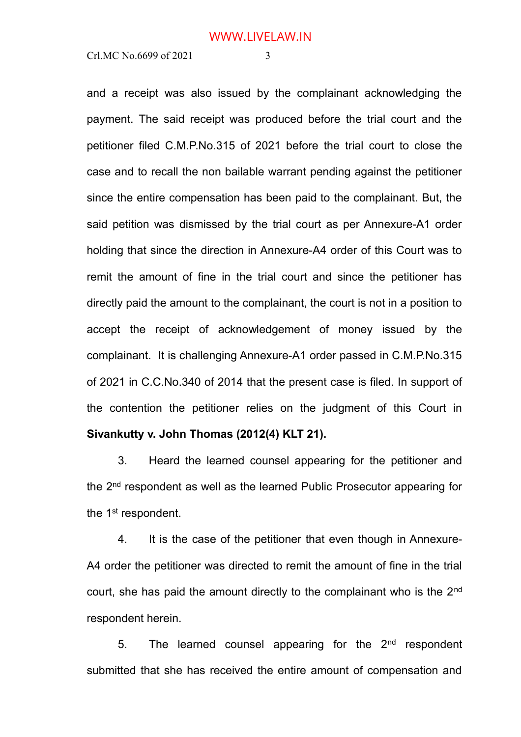and a receipt was also issued by the complainant acknowledging the payment. The said receipt was produced before the trial court and the petitioner filed C.M.P.No.315 of 2021 before the trial court to close the case and to recall the non bailable warrant pending against the petitioner since the entire compensation has been paid to the complainant. But, the said petition was dismissed by the trial court as per Annexure-A1 order holding that since the direction in Annexure-A4 order of this Court was to remit the amount of fine in the trial court and since the petitioner has directly paid the amount to the complainant, the court is not in a position to accept the receipt of acknowledgement of money issued by the complainant. It is challenging Annexure-A1 order passed in C.M.P.No.315 of 2021 in C.C.No.340 of 2014 that the present case is filed. In support of the contention the petitioner relies on the judgment of this Court in **Sivankutty v. John Thomas (2012(4) KLT 21).**

3. Heard the learned counsel appearing for the petitioner and the 2nd respondent as well as the learned Public Prosecutor appearing for the 1st respondent.

4. It is the case of the petitioner that even though in Annexure-A4 order the petitioner was directed to remit the amount of fine in the trial court, she has paid the amount directly to the complainant who is the 2nd respondent herein.

5. The learned counsel appearing for the 2nd respondent submitted that she has received the entire amount of compensation and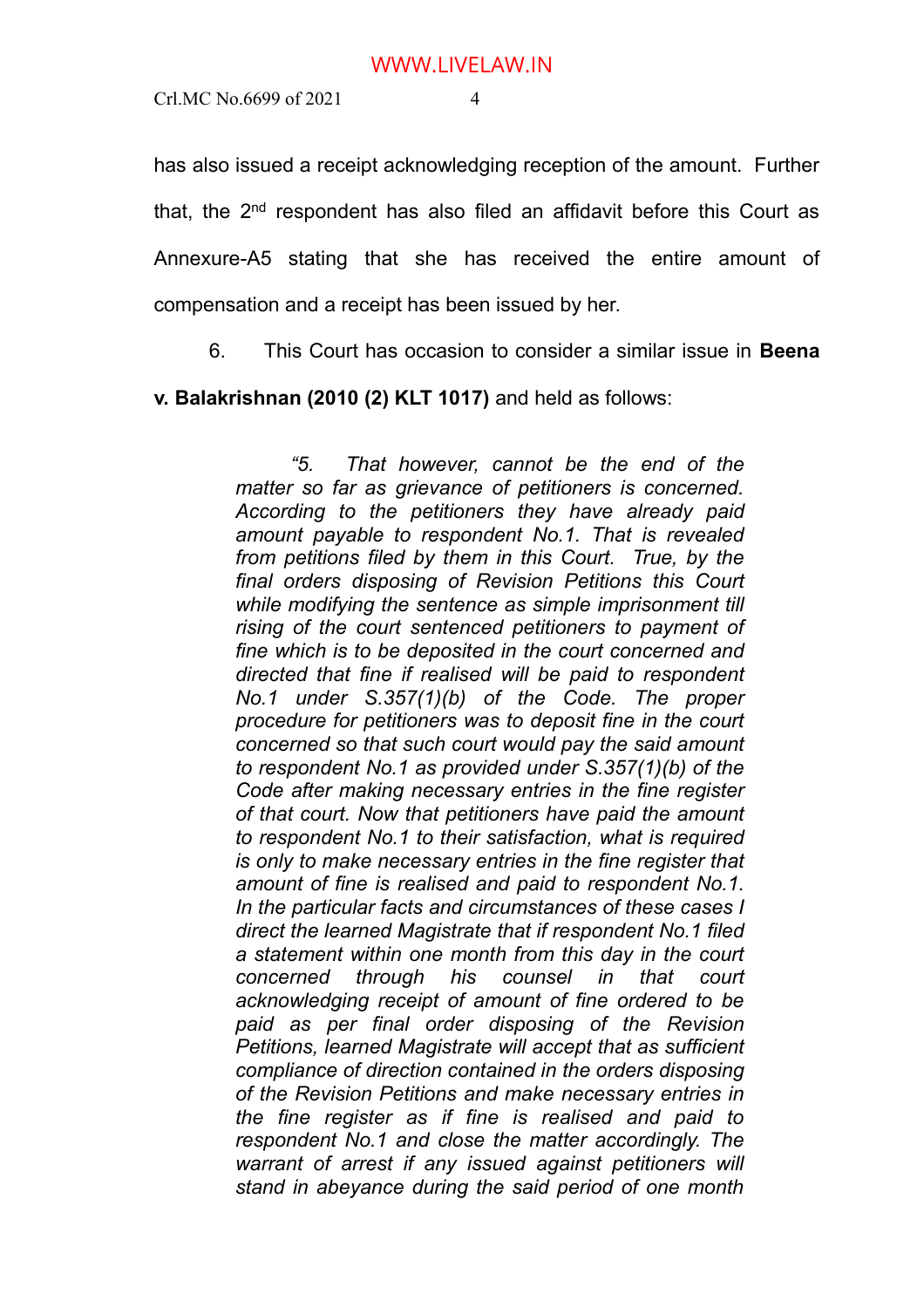has also issued a receipt acknowledging reception of the amount. Further that, the 2nd respondent has also filed an affidavit before this Court as Annexure-A5 stating that she has received the entire amount of compensation and a receipt has been issued by her.

6. This Court has occasion to consider a similar issue in **Beena v. Balakrishnan (2010 (2) KLT 1017)** and held as follows:

> *"5. That however, cannot be the end of the matter so far as grievance of petitioners is concerned. According to the petitioners they have already paid amount payable to respondent No.1. That is revealed from petitions filed by them in this Court. True, by the final orders disposing of Revision Petitions this Court while modifying the sentence as simple imprisonment till rising of the court sentenced petitioners to payment of fine which is to be deposited in the court concerned and directed that fine if realised will be paid to respondent No.1 under S.357(1)(b) of the Code. The proper procedure for petitioners was to deposit fine in the court concerned so that such court would pay the said amount to respondent No.1 as provided under S.357(1)(b) of the Code after making necessary entries in the fine register of that court. Now that petitioners have paid the amount to respondent No.1 to their satisfaction, what is required is only to make necessary entries in the fine register that amount of fine is realised and paid to respondent No.1. In the particular facts and circumstances of these cases I direct the learned Magistrate that if respondent No.1 filed a statement within one month from this day in the court concerned through his counsel in that court acknowledging receipt of amount of fine ordered to be paid as per final order disposing of the Revision Petitions, learned Magistrate will accept that as sufficient compliance of direction contained in the orders disposing of the Revision Petitions and make necessary entries in the fine register as if fine is realised and paid to respondent No.1 and close the matter accordingly. The warrant of arrest if any issued against petitioners will stand in abeyance during the said period of one month*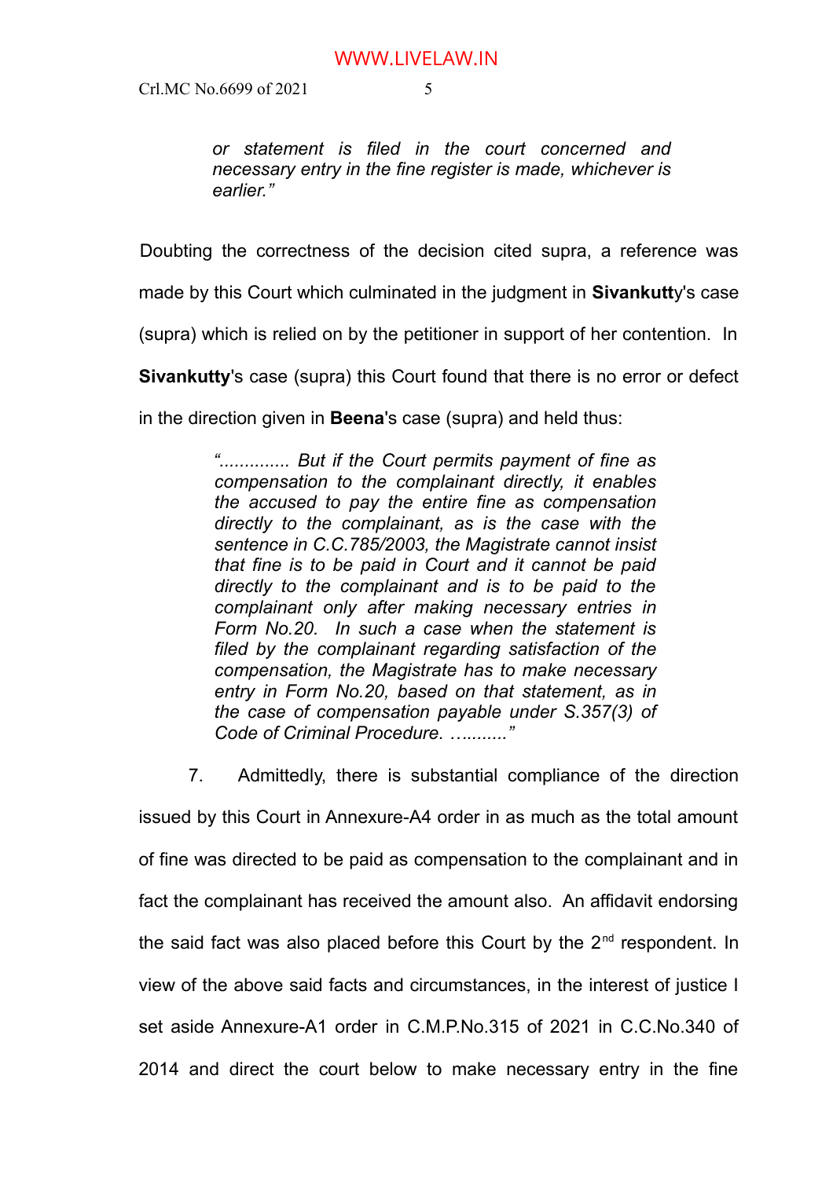> *or statement is filed in the court concerned and necessary entry in the fine register is made, whichever is earlier."*

Doubting the correctness of the decision cited supra, a reference was made by this Court which culminated in the judgment in **Sivankutt**y's case (supra) which is relied on by the petitioner in support of her contention. In **Sivankutty**'s case (supra) this Court found that there is no error or defect in the direction given in **Beena**'s case (supra) and held thus:

> *".............. But if the Court permits payment of fine as compensation to the complainant directly, it enables the accused to pay the entire fine as compensation directly to the complainant, as is the case with the sentence in C.C.785/2003, the Magistrate cannot insist that fine is to be paid in Court and it cannot be paid directly to the complainant and is to be paid to the complainant only after making necessary entries in Form No.20. In such a case when the statement is filed by the complainant regarding satisfaction of the compensation, the Magistrate has to make necessary entry in Form No.20, based on that statement, as in the case of compensation payable under S.357(3) of Code of Criminal Procedure. ….........."*

7. Admittedly, there is substantial compliance of the direction issued by this Court in Annexure-A4 order in as much as the total amount of fine was directed to be paid as compensation to the complainant and in fact the complainant has received the amount also. An affidavit endorsing the said fact was also placed before this Court by the 2nd respondent. In view of the above said facts and circumstances, in the interest of justice I set aside Annexure-A1 order in C.M.P.No.315 of 2021 in C.C.No.340 of 2014 and direct the court below to make necessary entry in the fine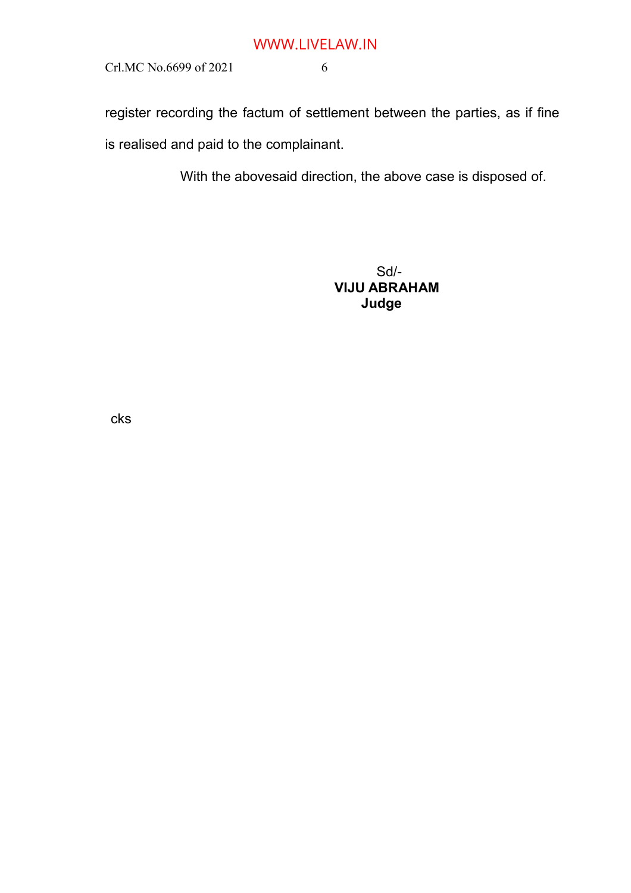register recording the factum of settlement between the parties, as if fine is realised and paid to the complainant.

With the abovesaid direction, the above case is disposed of.

Sd/-
**VIJU ABRAHAM**
**Judge**

cks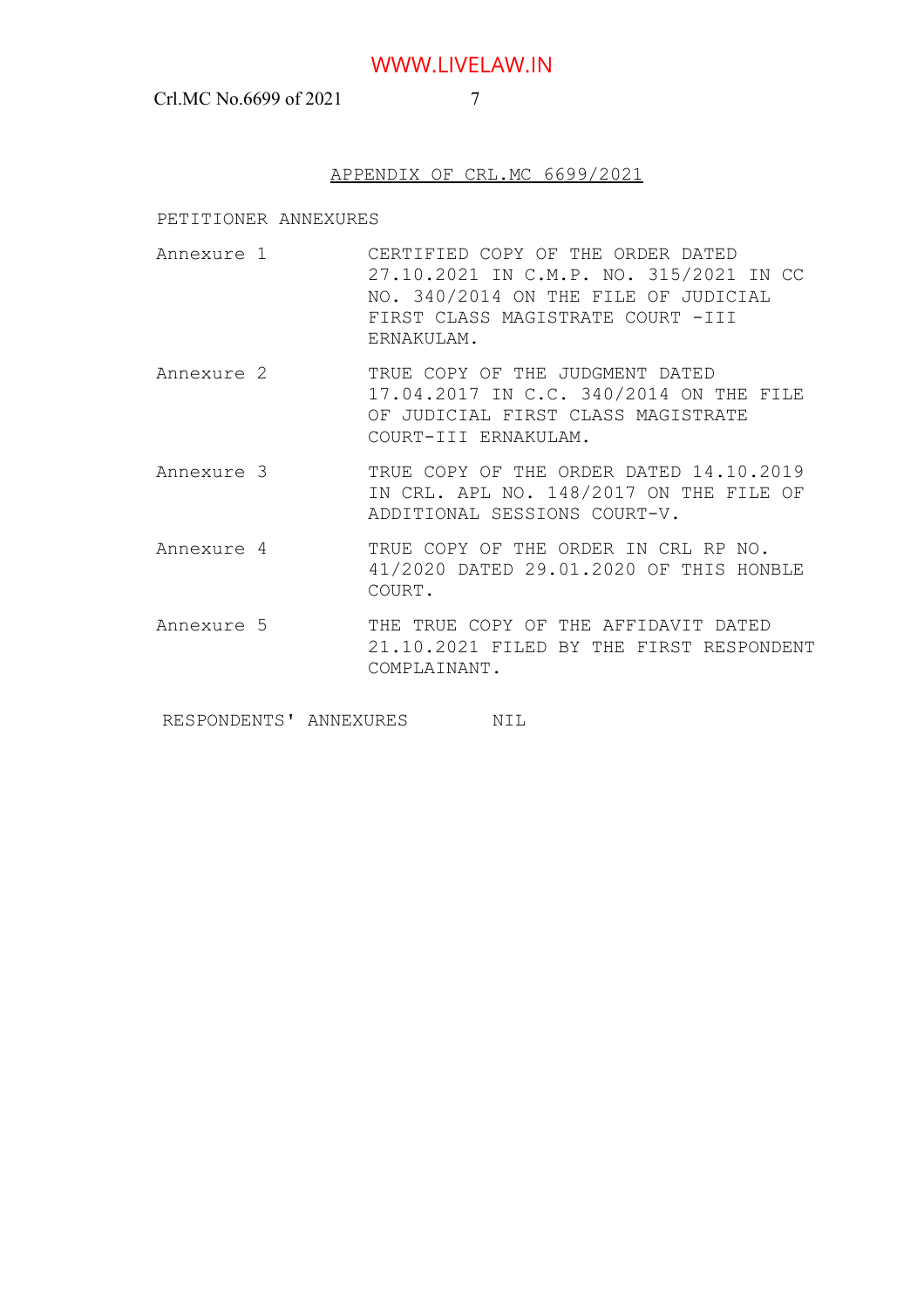## APPENDIX OF CRL.MC 6699/2021

PETITIONER ANNEXURES

| | |
|---|---|
| Annexure 1 | CERTIFIED COPY OF THE ORDER DATED 27.10.2021 IN C.M.P. NO. 315/2021 IN CC NO. 340/2014 ON THE FILE OF JUDICIAL FIRST CLASS MAGISTRATE COURT -III ERNAKULAM. |
| Annexure 2 | TRUE COPY OF THE JUDGMENT DATED 17.04.2017 IN C.C. 340/2014 ON THE FILE OF JUDICIAL FIRST CLASS MAGISTRATE COURT-III ERNAKULAM. |
| Annexure 3 | TRUE COPY OF THE ORDER DATED 14.10.2019 IN CRL. APL NO. 148/2017 ON THE FILE OF ADDITIONAL SESSIONS COURT-V. |
| Annexure 4 | TRUE COPY OF THE ORDER IN CRL RP NO. 41/2020 DATED 29.01.2020 OF THIS HONBLE COURT. |
| Annexure 5 | THE TRUE COPY OF THE AFFIDAVIT DATED 21.10.2021 FILED BY THE FIRST RESPONDENT COMPLAINANT. |

RESPONDENTS' ANNEXURES NIL